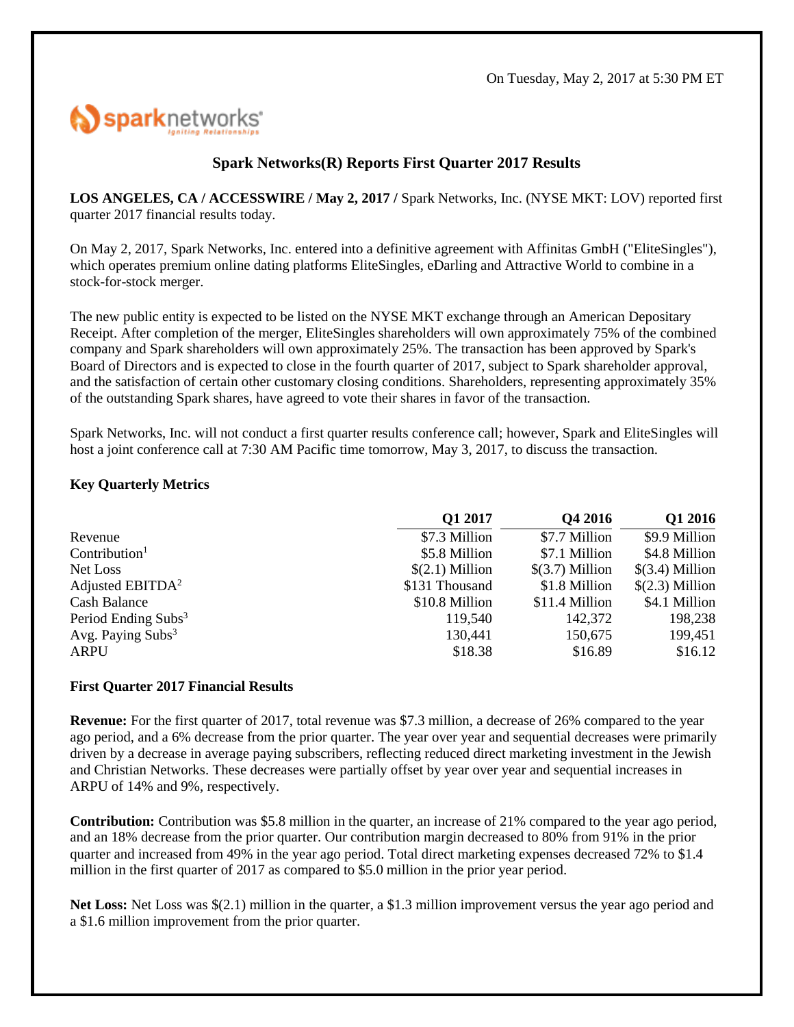On Tuesday, May 2, 2017 at 5:30 PM ET

# Spark Networks(R) Reports First Quarter 2017 Results

**LOS ANGELES, CA / ACCESSWIRE / May 2, 2017 /** Spark Networks, Inc. (NYSE MKT: LOV) reported first quarter 2017 financial results today.

On May 2, 2017, Spark Networks, Inc. entered into a definitive agreement with Affinitas GmbH ("EliteSingles"), which operates premium online dating platforms EliteSingles, eDarling and Attractive World to combine in a stock-for-stock merger.

The new public entity is expected to be listed on the NYSE MKT exchange through an American Depositary Receipt. After completion of the merger, EliteSingles shareholders will own approximately 75% of the combined company and Spark shareholders will own approximately 25%. The transaction has been approved by Spark's Board of Directors and is expected to close in the fourth quarter of 2017, subject to Spark shareholder approval, and the satisfaction of certain other customary closing conditions. Shareholders, representing approximately 35% of the outstanding Spark shares, have agreed to vote their shares in favor of the transaction.

Spark Networks, Inc. will not conduct a first quarter results conference call; however, Spark and EliteSingles will host a joint conference call at 7:30 AM Pacific time tomorrow, May 3, 2017, to discuss the transaction.

### Key Quarterly Metrics

| | Q1 2017 | Q4 2016 | Q1 2016 |
|---|---|---|---|
| Revenue | $7.3 Million | $7.7 Million | $9.9 Million |
| Contribution[1] | $5.8 Million | $7.1 Million | $4.8 Million |
| Net Loss | $(2.1) Million | $(3.7) Million | $(3.4) Million |
| Adjusted EBITDA[2] | $131 Thousand | $1.8 Million | $(2.3) Million |
| Cash Balance | $10.8 Million | $11.4 Million | $4.1 Million |
| Period Ending Subs[3] | 119,540 | 142,372 | 198,238 |
| Avg. Paying Subs[3] | 130,441 | 150,675 | 199,451 |
| ARPU | $18.38 | $16.89 | $16.12 |

### First Quarter 2017 Financial Results

**Revenue:** For the first quarter of 2017, total revenue was $7.3 million, a decrease of 26% compared to the year ago period, and a 6% decrease from the prior quarter. The year over year and sequential decreases were primarily driven by a decrease in average paying subscribers, reflecting reduced direct marketing investment in the Jewish and Christian Networks. These decreases were partially offset by year over year and sequential increases in ARPU of 14% and 9%, respectively.

**Contribution:** Contribution was $5.8 million in the quarter, an increase of 21% compared to the year ago period, and an 18% decrease from the prior quarter. Our contribution margin decreased to 80% from 91% in the prior quarter and increased from 49% in the year ago period. Total direct marketing expenses decreased 72% to $1.4 million in the first quarter of 2017 as compared to $5.0 million in the prior year period.

**Net Loss:** Net Loss was $(2.1) million in the quarter, a $1.3 million improvement versus the year ago period and a $1.6 million improvement from the prior quarter.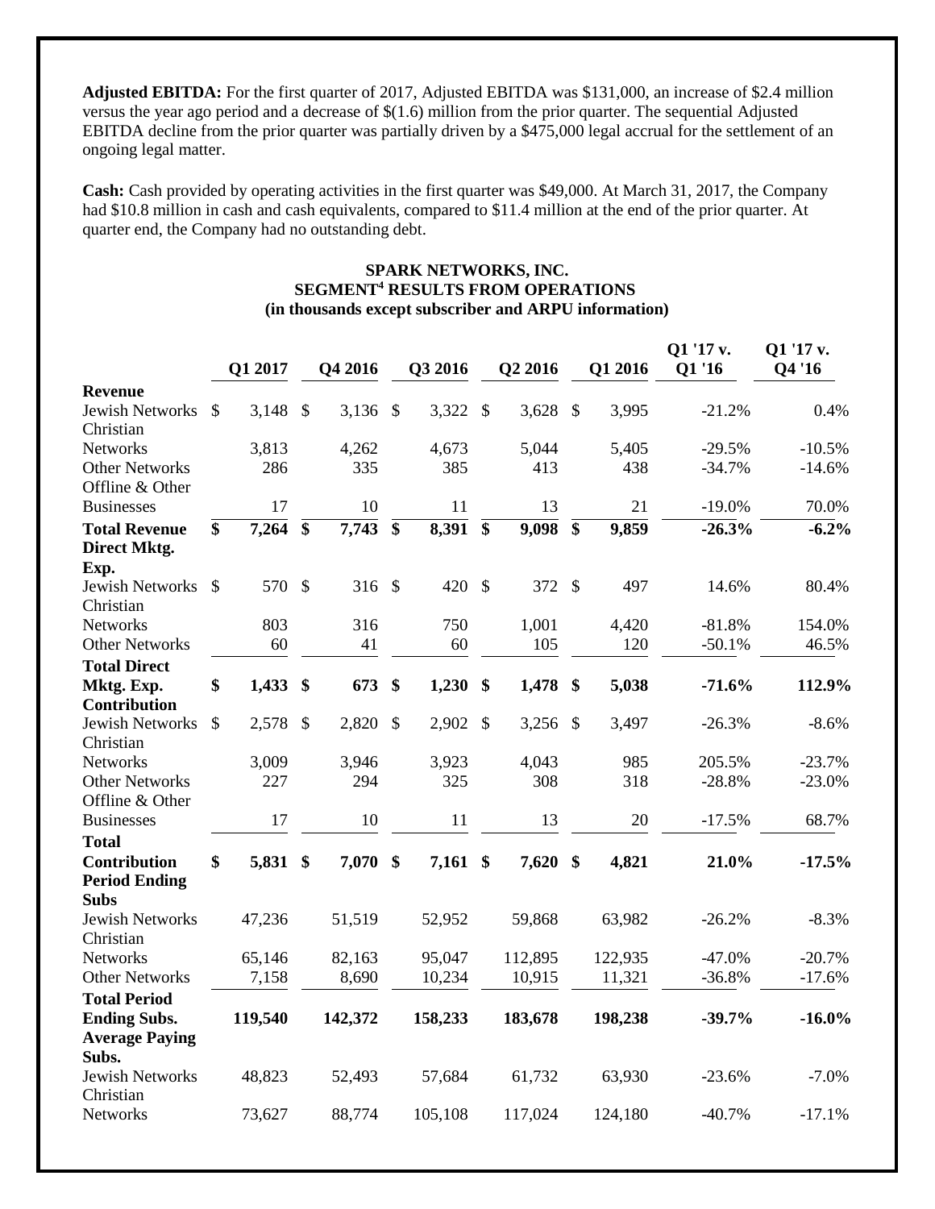**Adjusted EBITDA:** For the first quarter of 2017, Adjusted EBITDA was $131,000, an increase of $2.4 million versus the year ago period and a decrease of $(1.6) million from the prior quarter. The sequential Adjusted EBITDA decline from the prior quarter was partially driven by a $475,000 legal accrual for the settlement of an ongoing legal matter.

**Cash:** Cash provided by operating activities in the first quarter was $49,000. At March 31, 2017, the Company had $10.8 million in cash and cash equivalents, compared to $11.4 million at the end of the prior quarter. At quarter end, the Company had no outstanding debt.

**SPARK NETWORKS, INC.**
**SEGMENT[4] RESULTS FROM OPERATIONS**
**(in thousands except subscriber and ARPU information)**

| | Q1 2017 | Q4 2016 | Q3 2016 | Q2 2016 | Q1 2016 | Q1 '17 v. Q1 '16 | Q1 '17 v. Q4 '16 |
|---|---|---|---|---|---|---|---|
| **Revenue** | | | | | | | |
| Jewish Networks | $ 3,148 | $ 3,136 | $ 3,322 | $ 3,628 | $ 3,995 | -21.2% | 0.4% |
| Christian Networks | 3,813 | 4,262 | 4,673 | 5,044 | 5,405 | -29.5% | -10.5% |
| Other Networks | 286 | 335 | 385 | 413 | 438 | -34.7% | -14.6% |
| Offline & Other Businesses | 17 | 10 | 11 | 13 | 21 | -19.0% | 70.0% |
| **Total Revenue** | **$ 7,264** | **$ 7,743** | **$ 8,391** | **$ 9,098** | **$ 9,859** | **-26.3%** | **-6.2%** |
| **Direct Mktg. Exp.** | | | | | | | |
| Jewish Networks | $ 570 | $ 316 | $ 420 | $ 372 | $ 497 | 14.6% | 80.4% |
| Christian Networks | 803 | 316 | 750 | 1,001 | 4,420 | -81.8% | 154.0% |
| Other Networks | 60 | 41 | 60 | 105 | 120 | -50.1% | 46.5% |
| **Total Direct Mktg. Exp.** | **$ 1,433** | **$ 673** | **$ 1,230** | **$ 1,478** | **$ 5,038** | **-71.6%** | **112.9%** |
| **Contribution** | | | | | | | |
| Jewish Networks | $ 2,578 | $ 2,820 | $ 2,902 | $ 3,256 | $ 3,497 | -26.3% | -8.6% |
| Christian Networks | 3,009 | 3,946 | 3,923 | 4,043 | 985 | 205.5% | -23.7% |
| Other Networks | 227 | 294 | 325 | 308 | 318 | -28.8% | -23.0% |
| Offline & Other Businesses | 17 | 10 | 11 | 13 | 20 | -17.5% | 68.7% |
| **Total Contribution** | **$ 5,831** | **$ 7,070** | **$ 7,161** | **$ 7,620** | **$ 4,821** | **21.0%** | **-17.5%** |
| **Period Ending Subs** | | | | | | | |
| Jewish Networks | 47,236 | 51,519 | 52,952 | 59,868 | 63,982 | -26.2% | -8.3% |
| Christian Networks | 65,146 | 82,163 | 95,047 | 112,895 | 122,935 | -47.0% | -20.7% |
| Other Networks | 7,158 | 8,690 | 10,234 | 10,915 | 11,321 | -36.8% | -17.6% |
| **Total Period Ending Subs.** | **119,540** | **142,372** | **158,233** | **183,678** | **198,238** | **-39.7%** | **-16.0%** |
| **Average Paying Subs.** | | | | | | | |
| Jewish Networks | 48,823 | 52,493 | 57,684 | 61,732 | 63,930 | -23.6% | -7.0% |
| Christian Networks | 73,627 | 88,774 | 105,108 | 117,024 | 124,180 | -40.7% | -17.1% |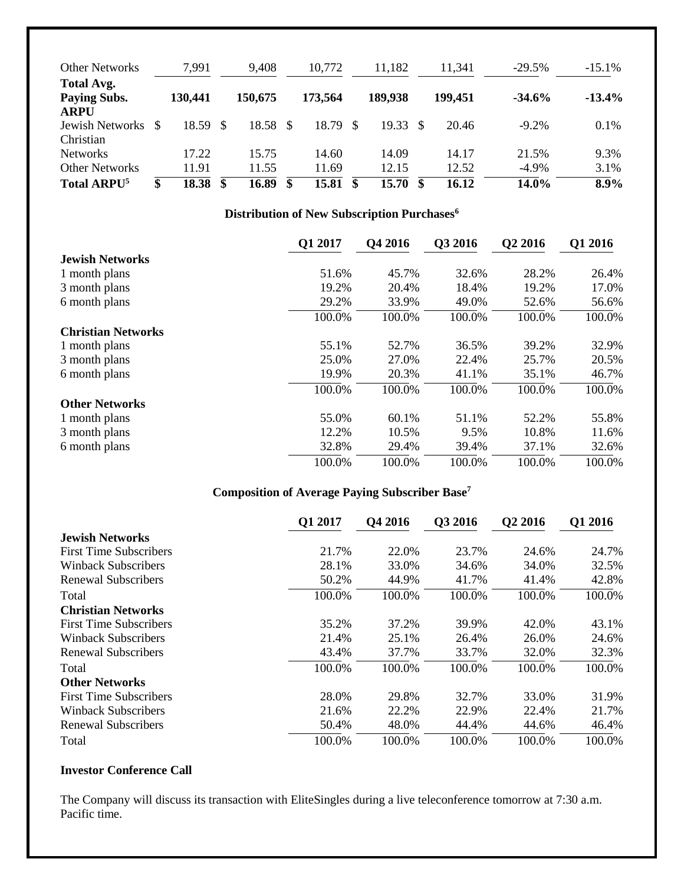| | | | | | | | |
|---|---|---|---|---|---|---|---|
| Other Networks | 7,991 | 9,408 | 10,772 | 11,182 | 11,341 | -29.5% | -15.1% |
| **Total Avg. Paying Subs.** | **130,441** | **150,675** | **173,564** | **189,938** | **199,451** | **-34.6%** | **-13.4%** |
| **ARPU** | | | | | | | |
| Jewish Networks | $ 18.59 | $ 18.58 | $ 18.79 | $ 19.33 | $ 20.46 | -9.2% | 0.1% |
| Christian Networks | 17.22 | 15.75 | 14.60 | 14.09 | 14.17 | 21.5% | 9.3% |
| Other Networks | 11.91 | 11.55 | 11.69 | 12.15 | 12.52 | -4.9% | 3.1% |
| **Total ARPU[5]** | **$ 18.38** | **$ 16.89** | **$ 15.81** | **$ 15.70** | **$ 16.12** | **14.0%** | **8.9%** |

### Distribution of New Subscription Purchases[6]

| | Q1 2017 | Q4 2016 | Q3 2016 | Q2 2016 | Q1 2016 |
|---|---|---|---|---|---|
| **Jewish Networks** | | | | | |
| 1 month plans | 51.6% | 45.7% | 32.6% | 28.2% | 26.4% |
| 3 month plans | 19.2% | 20.4% | 18.4% | 19.2% | 17.0% |
| 6 month plans | 29.2% | 33.9% | 49.0% | 52.6% | 56.6% |
| | 100.0% | 100.0% | 100.0% | 100.0% | 100.0% |
| **Christian Networks** | | | | | |
| 1 month plans | 55.1% | 52.7% | 36.5% | 39.2% | 32.9% |
| 3 month plans | 25.0% | 27.0% | 22.4% | 25.7% | 20.5% |
| 6 month plans | 19.9% | 20.3% | 41.1% | 35.1% | 46.7% |
| | 100.0% | 100.0% | 100.0% | 100.0% | 100.0% |
| **Other Networks** | | | | | |
| 1 month plans | 55.0% | 60.1% | 51.1% | 52.2% | 55.8% |
| 3 month plans | 12.2% | 10.5% | 9.5% | 10.8% | 11.6% |
| 6 month plans | 32.8% | 29.4% | 39.4% | 37.1% | 32.6% |
| | 100.0% | 100.0% | 100.0% | 100.0% | 100.0% |

### Composition of Average Paying Subscriber Base[7]

| | Q1 2017 | Q4 2016 | Q3 2016 | Q2 2016 | Q1 2016 |
|---|---|---|---|---|---|
| **Jewish Networks** | | | | | |
| First Time Subscribers | 21.7% | 22.0% | 23.7% | 24.6% | 24.7% |
| Winback Subscribers | 28.1% | 33.0% | 34.6% | 34.0% | 32.5% |
| Renewal Subscribers | 50.2% | 44.9% | 41.7% | 41.4% | 42.8% |
| Total | 100.0% | 100.0% | 100.0% | 100.0% | 100.0% |
| **Christian Networks** | | | | | |
| First Time Subscribers | 35.2% | 37.2% | 39.9% | 42.0% | 43.1% |
| Winback Subscribers | 21.4% | 25.1% | 26.4% | 26.0% | 24.6% |
| Renewal Subscribers | 43.4% | 37.7% | 33.7% | 32.0% | 32.3% |
| Total | 100.0% | 100.0% | 100.0% | 100.0% | 100.0% |
| **Other Networks** | | | | | |
| First Time Subscribers | 28.0% | 29.8% | 32.7% | 33.0% | 31.9% |
| Winback Subscribers | 21.6% | 22.2% | 22.9% | 22.4% | 21.7% |
| Renewal Subscribers | 50.4% | 48.0% | 44.4% | 44.6% | 46.4% |
| Total | 100.0% | 100.0% | 100.0% | 100.0% | 100.0% |

**Investor Conference Call**

The Company will discuss its transaction with EliteSingles during a live teleconference tomorrow at 7:30 a.m. Pacific time.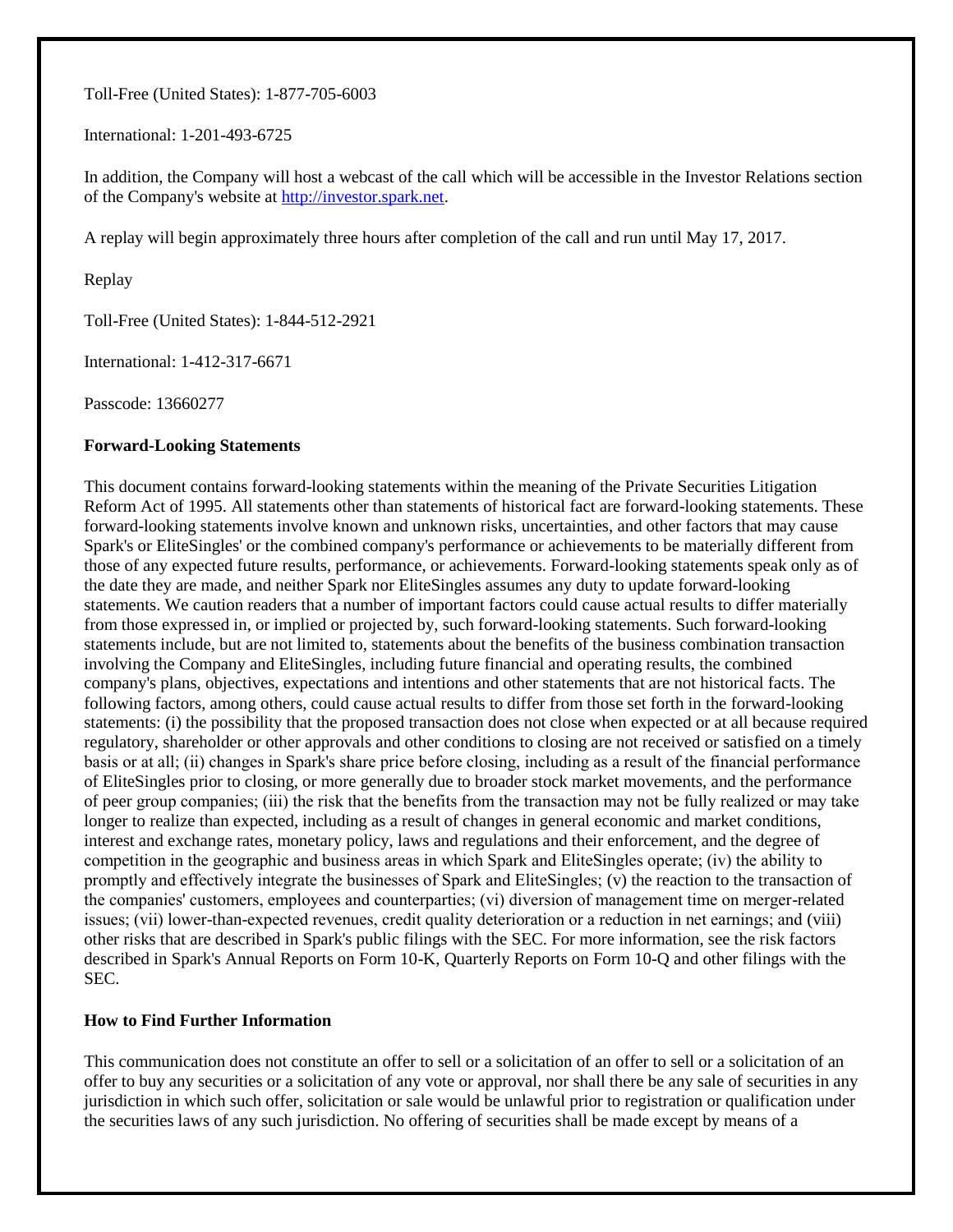Toll-Free (United States): 1-877-705-6003

International: 1-201-493-6725

In addition, the Company will host a webcast of the call which will be accessible in the Investor Relations section of the Company's website at http://investor.spark.net.

A replay will begin approximately three hours after completion of the call and run until May 17, 2017.

Replay

Toll-Free (United States): 1-844-512-2921

International: 1-412-317-6671

Passcode: 13660277

**Forward-Looking Statements**

This document contains forward-looking statements within the meaning of the Private Securities Litigation Reform Act of 1995. All statements other than statements of historical fact are forward-looking statements. These forward-looking statements involve known and unknown risks, uncertainties, and other factors that may cause Spark's or EliteSingles' or the combined company's performance or achievements to be materially different from those of any expected future results, performance, or achievements. Forward-looking statements speak only as of the date they are made, and neither Spark nor EliteSingles assumes any duty to update forward-looking statements. We caution readers that a number of important factors could cause actual results to differ materially from those expressed in, or implied or projected by, such forward-looking statements. Such forward-looking statements include, but are not limited to, statements about the benefits of the business combination transaction involving the Company and EliteSingles, including future financial and operating results, the combined company's plans, objectives, expectations and intentions and other statements that are not historical facts. The following factors, among others, could cause actual results to differ from those set forth in the forward-looking statements: (i) the possibility that the proposed transaction does not close when expected or at all because required regulatory, shareholder or other approvals and other conditions to closing are not received or satisfied on a timely basis or at all; (ii) changes in Spark's share price before closing, including as a result of the financial performance of EliteSingles prior to closing, or more generally due to broader stock market movements, and the performance of peer group companies; (iii) the risk that the benefits from the transaction may not be fully realized or may take longer to realize than expected, including as a result of changes in general economic and market conditions, interest and exchange rates, monetary policy, laws and regulations and their enforcement, and the degree of competition in the geographic and business areas in which Spark and EliteSingles operate; (iv) the ability to promptly and effectively integrate the businesses of Spark and EliteSingles; (v) the reaction to the transaction of the companies' customers, employees and counterparties; (vi) diversion of management time on merger-related issues; (vii) lower-than-expected revenues, credit quality deterioration or a reduction in net earnings; and (viii) other risks that are described in Spark's public filings with the SEC. For more information, see the risk factors described in Spark's Annual Reports on Form 10-K, Quarterly Reports on Form 10-Q and other filings with the SEC.

**How to Find Further Information**

This communication does not constitute an offer to sell or a solicitation of an offer to sell or a solicitation of an offer to buy any securities or a solicitation of any vote or approval, nor shall there be any sale of securities in any jurisdiction in which such offer, solicitation or sale would be unlawful prior to registration or qualification under the securities laws of any such jurisdiction. No offering of securities shall be made except by means of a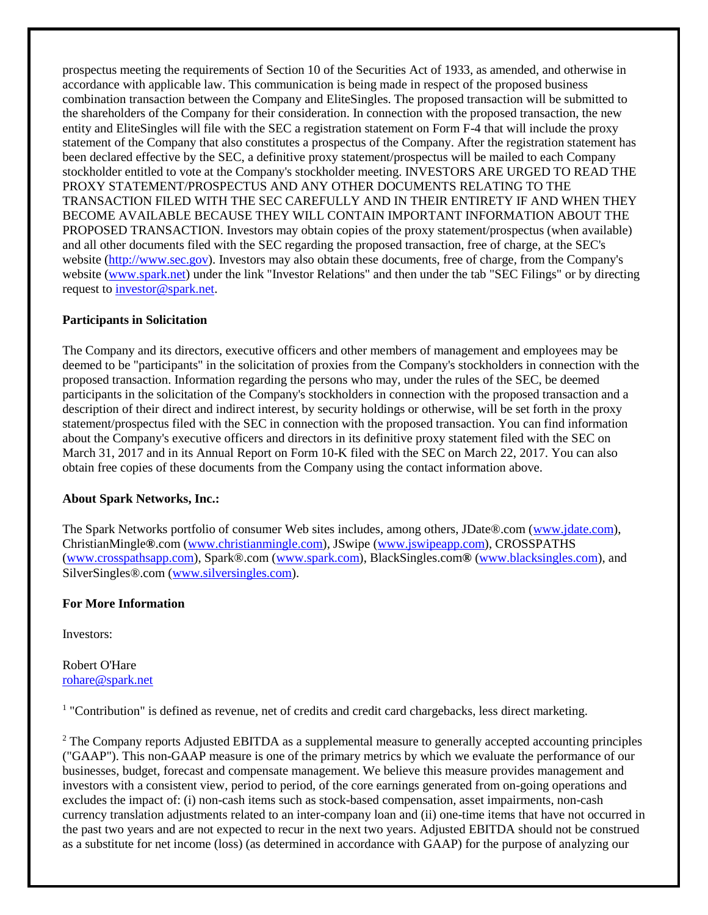prospectus meeting the requirements of Section 10 of the Securities Act of 1933, as amended, and otherwise in accordance with applicable law. This communication is being made in respect of the proposed business combination transaction between the Company and EliteSingles. The proposed transaction will be submitted to the shareholders of the Company for their consideration. In connection with the proposed transaction, the new entity and EliteSingles will file with the SEC a registration statement on Form F-4 that will include the proxy statement of the Company that also constitutes a prospectus of the Company. After the registration statement has been declared effective by the SEC, a definitive proxy statement/prospectus will be mailed to each Company stockholder entitled to vote at the Company's stockholder meeting. INVESTORS ARE URGED TO READ THE PROXY STATEMENT/PROSPECTUS AND ANY OTHER DOCUMENTS RELATING TO THE TRANSACTION FILED WITH THE SEC CAREFULLY AND IN THEIR ENTIRETY IF AND WHEN THEY BECOME AVAILABLE BECAUSE THEY WILL CONTAIN IMPORTANT INFORMATION ABOUT THE PROPOSED TRANSACTION. Investors may obtain copies of the proxy statement/prospectus (when available) and all other documents filed with the SEC regarding the proposed transaction, free of charge, at the SEC's website (http://www.sec.gov). Investors may also obtain these documents, free of charge, from the Company's website (www.spark.net) under the link "Investor Relations" and then under the tab "SEC Filings" or by directing request to investor@spark.net.

**Participants in Solicitation**

The Company and its directors, executive officers and other members of management and employees may be deemed to be "participants" in the solicitation of proxies from the Company's stockholders in connection with the proposed transaction. Information regarding the persons who may, under the rules of the SEC, be deemed participants in the solicitation of the Company's stockholders in connection with the proposed transaction and a description of their direct and indirect interest, by security holdings or otherwise, will be set forth in the proxy statement/prospectus filed with the SEC in connection with the proposed transaction. You can find information about the Company's executive officers and directors in its definitive proxy statement filed with the SEC on March 31, 2017 and in its Annual Report on Form 10-K filed with the SEC on March 22, 2017. You can also obtain free copies of these documents from the Company using the contact information above.

**About Spark Networks, Inc.:**

The Spark Networks portfolio of consumer Web sites includes, among others, JDate®.com (www.jdate.com), ChristianMingle®.com (www.christianmingle.com), JSwipe (www.jswipeapp.com), CROSSPATHS (www.crosspathsapp.com), Spark®.com (www.spark.com), BlackSingles.com® (www.blacksingles.com), and SilverSingles®.com (www.silversingles.com).

**For More Information**

Investors:

Robert O'Hare
rohare@spark.net

[1] "Contribution" is defined as revenue, net of credits and credit card chargebacks, less direct marketing.

[2] The Company reports Adjusted EBITDA as a supplemental measure to generally accepted accounting principles ("GAAP"). This non-GAAP measure is one of the primary metrics by which we evaluate the performance of our businesses, budget, forecast and compensate management. We believe this measure provides management and investors with a consistent view, period to period, of the core earnings generated from on-going operations and excludes the impact of: (i) non-cash items such as stock-based compensation, asset impairments, non-cash currency translation adjustments related to an inter-company loan and (ii) one-time items that have not occurred in the past two years and are not expected to recur in the next two years. Adjusted EBITDA should not be construed as a substitute for net income (loss) (as determined in accordance with GAAP) for the purpose of analyzing our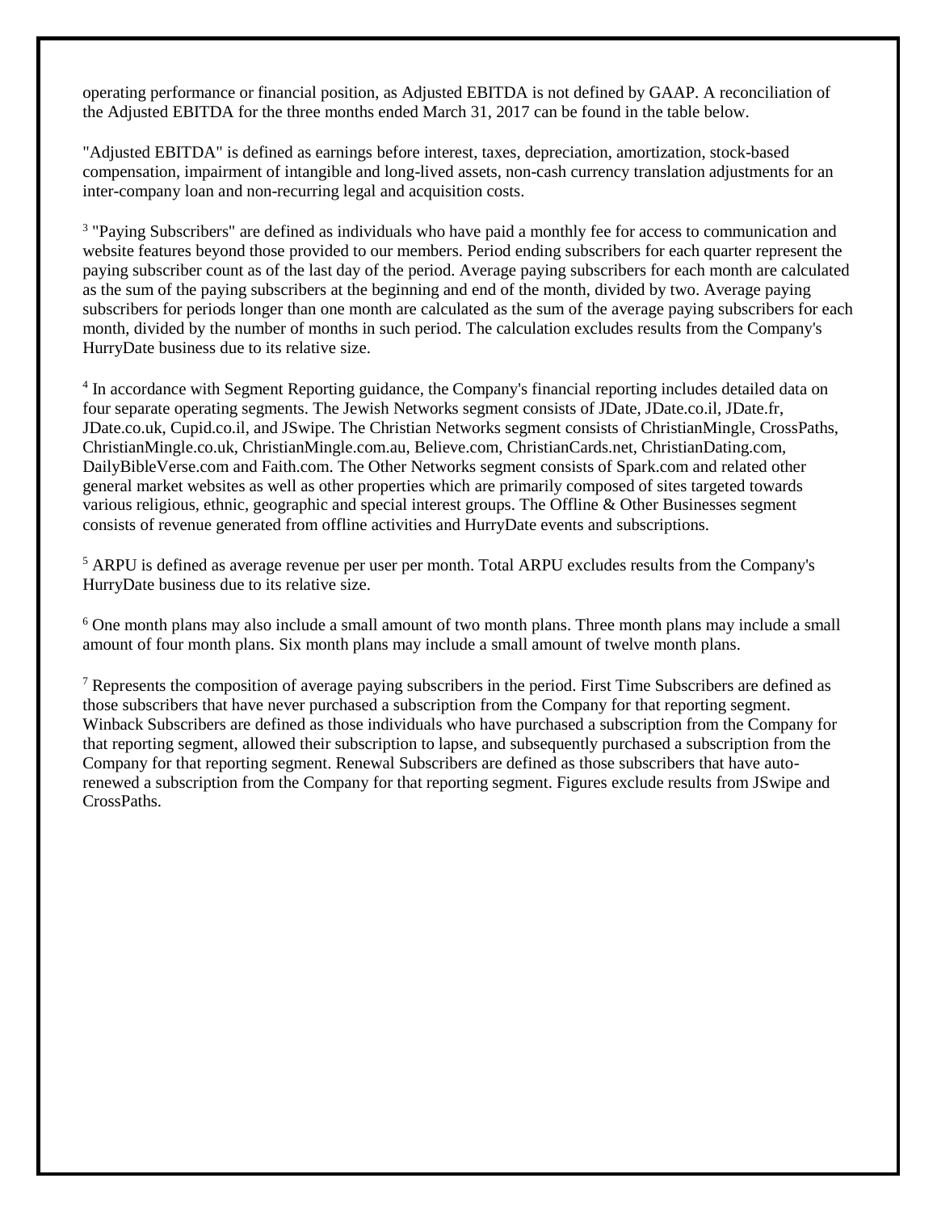operating performance or financial position, as Adjusted EBITDA is not defined by GAAP. A reconciliation of the Adjusted EBITDA for the three months ended March 31, 2017 can be found in the table below.

"Adjusted EBITDA" is defined as earnings before interest, taxes, depreciation, amortization, stock-based compensation, impairment of intangible and long-lived assets, non-cash currency translation adjustments for an inter-company loan and non-recurring legal and acquisition costs.

[3] "Paying Subscribers" are defined as individuals who have paid a monthly fee for access to communication and website features beyond those provided to our members. Period ending subscribers for each quarter represent the paying subscriber count as of the last day of the period. Average paying subscribers for each month are calculated as the sum of the paying subscribers at the beginning and end of the month, divided by two. Average paying subscribers for periods longer than one month are calculated as the sum of the average paying subscribers for each month, divided by the number of months in such period. The calculation excludes results from the Company's HurryDate business due to its relative size.

[4] In accordance with Segment Reporting guidance, the Company's financial reporting includes detailed data on four separate operating segments. The Jewish Networks segment consists of JDate, JDate.co.il, JDate.fr, JDate.co.uk, Cupid.co.il, and JSwipe. The Christian Networks segment consists of ChristianMingle, CrossPaths, ChristianMingle.co.uk, ChristianMingle.com.au, Believe.com, ChristianCards.net, ChristianDating.com, DailyBibleVerse.com and Faith.com. The Other Networks segment consists of Spark.com and related other general market websites as well as other properties which are primarily composed of sites targeted towards various religious, ethnic, geographic and special interest groups. The Offline & Other Businesses segment consists of revenue generated from offline activities and HurryDate events and subscriptions.

[5] ARPU is defined as average revenue per user per month. Total ARPU excludes results from the Company's HurryDate business due to its relative size.

[6] One month plans may also include a small amount of two month plans. Three month plans may include a small amount of four month plans. Six month plans may include a small amount of twelve month plans.

[7] Represents the composition of average paying subscribers in the period. First Time Subscribers are defined as those subscribers that have never purchased a subscription from the Company for that reporting segment. Winback Subscribers are defined as those individuals who have purchased a subscription from the Company for that reporting segment, allowed their subscription to lapse, and subsequently purchased a subscription from the Company for that reporting segment. Renewal Subscribers are defined as those subscribers that have auto-renewed a subscription from the Company for that reporting segment. Figures exclude results from JSwipe and CrossPaths.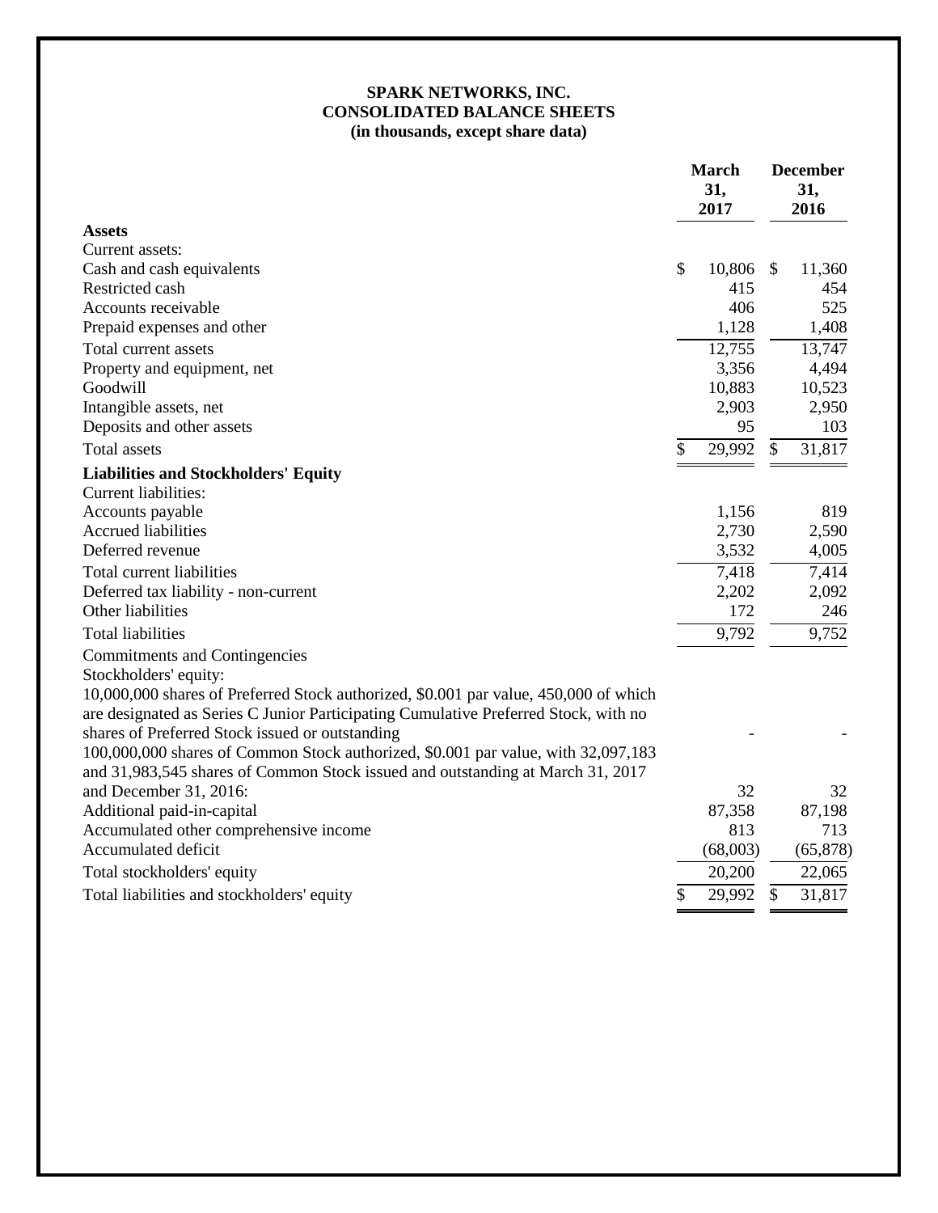**SPARK NETWORKS, INC.**
**CONSOLIDATED BALANCE SHEETS**
**(in thousands, except share data)**

| | March 31, 2017 | December 31, 2016 |
|---|---|---|
| **Assets** | | |
| Current assets: | | |
| Cash and cash equivalents | $ 10,806 | $ 11,360 |
| Restricted cash | 415 | 454 |
| Accounts receivable | 406 | 525 |
| Prepaid expenses and other | 1,128 | 1,408 |
| Total current assets | 12,755 | 13,747 |
| Property and equipment, net | 3,356 | 4,494 |
| Goodwill | 10,883 | 10,523 |
| Intangible assets, net | 2,903 | 2,950 |
| Deposits and other assets | 95 | 103 |
| Total assets | $ 29,992 | $ 31,817 |
| **Liabilities and Stockholders' Equity** | | |
| Current liabilities: | | |
| Accounts payable | 1,156 | 819 |
| Accrued liabilities | 2,730 | 2,590 |
| Deferred revenue | 3,532 | 4,005 |
| Total current liabilities | 7,418 | 7,414 |
| Deferred tax liability - non-current | 2,202 | 2,092 |
| Other liabilities | 172 | 246 |
| Total liabilities | 9,792 | 9,752 |
| Commitments and Contingencies | | |
| Stockholders' equity: | | |
| 10,000,000 shares of Preferred Stock authorized, $0.001 par value, 450,000 of which are designated as Series C Junior Participating Cumulative Preferred Stock, with no shares of Preferred Stock issued or outstanding | - | - |
| 100,000,000 shares of Common Stock authorized, $0.001 par value, with 32,097,183 and 31,983,545 shares of Common Stock issued and outstanding at March 31, 2017 and December 31, 2016: | 32 | 32 |
| Additional paid-in-capital | 87,358 | 87,198 |
| Accumulated other comprehensive income | 813 | 713 |
| Accumulated deficit | (68,003) | (65,878) |
| Total stockholders' equity | 20,200 | 22,065 |
| Total liabilities and stockholders' equity | $ 29,992 | $ 31,817 |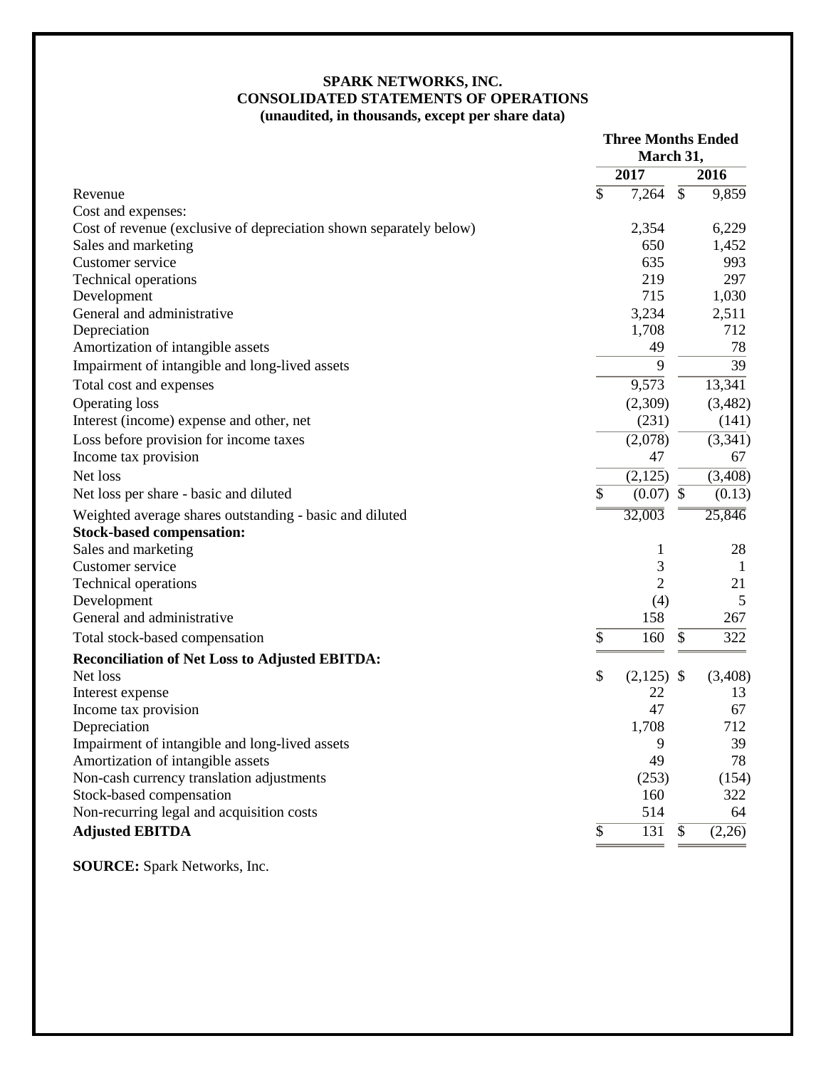**SPARK NETWORKS, INC.**
**CONSOLIDATED STATEMENTS OF OPERATIONS**
**(unaudited, in thousands, except per share data)**

| | Three Months Ended March 31, | |
|---|---|---|
| | 2017 | 2016 |
| Revenue | $ 7,264 | $ 9,859 |
| Cost and expenses: | | |
| Cost of revenue (exclusive of depreciation shown separately below) | 2,354 | 6,229 |
| Sales and marketing | 650 | 1,452 |
| Customer service | 635 | 993 |
| Technical operations | 219 | 297 |
| Development | 715 | 1,030 |
| General and administrative | 3,234 | 2,511 |
| Depreciation | 1,708 | 712 |
| Amortization of intangible assets | 49 | 78 |
| Impairment of intangible and long-lived assets | 9 | 39 |
| Total cost and expenses | 9,573 | 13,341 |
| Operating loss | (2,309) | (3,482) |
| Interest (income) expense and other, net | (231) | (141) |
| Loss before provision for income taxes | (2,078) | (3,341) |
| Income tax provision | 47 | 67 |
| Net loss | (2,125) | (3,408) |
| Net loss per share - basic and diluted | $ (0.07) | $ (0.13) |
| Weighted average shares outstanding - basic and diluted | 32,003 | 25,846 |
| **Stock-based compensation:** | | |
| Sales and marketing | 1 | 28 |
| Customer service | 3 | 1 |
| Technical operations | 2 | 21 |
| Development | (4) | 5 |
| General and administrative | 158 | 267 |
| Total stock-based compensation | $ 160 | $ 322 |
| **Reconciliation of Net Loss to Adjusted EBITDA:** | | |
| Net loss | $ (2,125) | $ (3,408) |
| Interest expense | 22 | 13 |
| Income tax provision | 47 | 67 |
| Depreciation | 1,708 | 712 |
| Impairment of intangible and long-lived assets | 9 | 39 |
| Amortization of intangible assets | 49 | 78 |
| Non-cash currency translation adjustments | (253) | (154) |
| Stock-based compensation | 160 | 322 |
| Non-recurring legal and acquisition costs | 514 | 64 |
| **Adjusted EBITDA** | $ 131 | $ (2,26) |

**SOURCE:** Spark Networks, Inc.